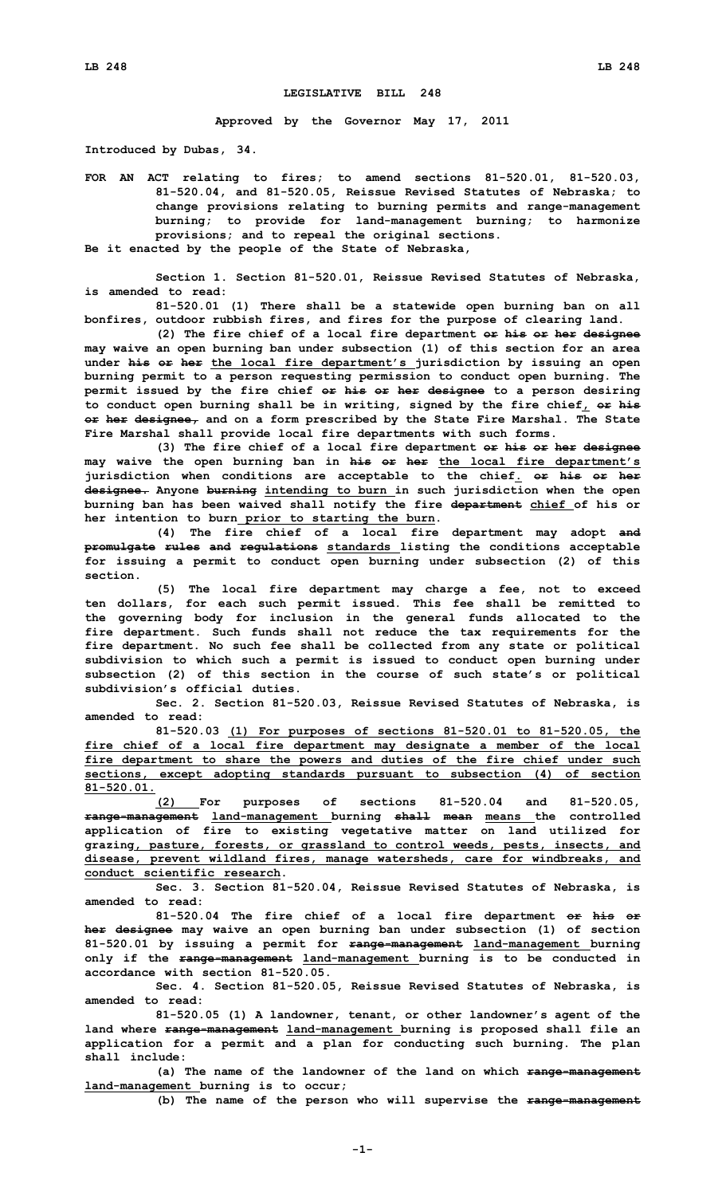# LEGISLATIVE BILL 248

**Approved by the Governor May 17, 2011**

**Introduced by Dubas, 34.**

**FOR AN ACT relating to fires; to amend sections 81-520.01, 81-520.03, 81-520.04, and 81-520.05, Reissue Revised Statutes of Nebraska; to change provisions relating to burning permits and range-management burning; to provide for land-management burning; to harmonize provisions; and to repeal the original sections.**

**Be it enacted by the people of the State of Nebraska,**

**Section 1. Section 81-520.01, Reissue Revised Statutes of Nebraska, is amended to read:**

**81-520.01 (1) There shall be a statewide open burning ban on all bonfires, outdoor rubbish fires, and fires for the purpose of clearing land.**

**(2) The fire chief of a local fire department ~~or his or her designee~~ may waive an open burning ban under subsection (1) of this section for an area under ~~his or her~~ <u>the local fire department's</u> jurisdiction by issuing an open burning permit to a person requesting permission to conduct open burning. The permit issued by the fire chief ~~or his or her designee~~ to a person desiring to conduct open burning shall be in writing, signed by the fire chief<u>,</u> ~~or his or her designee,~~ and on a form prescribed by the State Fire Marshal. The State Fire Marshal shall provide local fire departments with such forms.**

**(3) The fire chief of a local fire department ~~or his or her designee~~ may waive the open burning ban in ~~his or her~~ <u>the local fire department's</u> jurisdiction when conditions are acceptable to the chief<u>.</u> ~~or his or her designee.~~ Anyone ~~burning~~ <u>intending to burn</u> in such jurisdiction when the open burning ban has been waived shall notify the fire ~~department~~ <u>chief</u> of his or her intention to burn <u>prior to starting the burn</u>.**

**(4) The fire chief of a local fire department may adopt ~~and promulgate rules and regulations~~ <u>standards</u> listing the conditions acceptable for issuing a permit to conduct open burning under subsection (2) of this section.**

**(5) The local fire department may charge a fee, not to exceed ten dollars, for each such permit issued. This fee shall be remitted to the governing body for inclusion in the general funds allocated to the fire department. Such funds shall not reduce the tax requirements for the fire department. No such fee shall be collected from any state or political subdivision to which such a permit is issued to conduct open burning under subsection (2) of this section in the course of such state's or political subdivision's official duties.**

**Sec. 2. Section 81-520.03, Reissue Revised Statutes of Nebraska, is amended to read:**

**81-520.03 <u>(1) For purposes of sections 81-520.01 to 81-520.05, the fire chief of a local fire department may designate a member of the local fire department to share the powers and duties of the fire chief under such sections, except adopting standards pursuant to subsection (4) of section 81-520.01.</u>**

**<u>(2)</u> For purposes of sections 81-520.04 and 81-520.05, ~~range-management~~ <u>land-management</u> burning ~~shall mean~~ <u>means</u> the controlled application of fire to existing vegetative matter on land utilized for grazing<u>, pasture, forests, or grassland to control weeds, pests, insects, and disease, prevent wildland fires, manage watersheds, care for windbreaks, and conduct scientific research</u>.**

**Sec. 3. Section 81-520.04, Reissue Revised Statutes of Nebraska, is amended to read:**

**81-520.04 The fire chief of a local fire department ~~or his or her designee~~ may waive an open burning ban under subsection (1) of section 81-520.01 by issuing a permit for ~~range-management~~ <u>land-management</u> burning only if the ~~range-management~~ <u>land-management</u> burning is to be conducted in accordance with section 81-520.05.**

**Sec. 4. Section 81-520.05, Reissue Revised Statutes of Nebraska, is amended to read:**

**81-520.05 (1) A landowner, tenant, or other landowner's agent of the land where ~~range-management~~ <u>land-management</u> burning is proposed shall file an application for a permit and a plan for conducting such burning. The plan shall include:**

**(a) The name of the landowner of the land on which ~~range-management~~ <u>land-management</u> burning is to occur;**

**(b) The name of the person who will supervise the ~~range-management~~**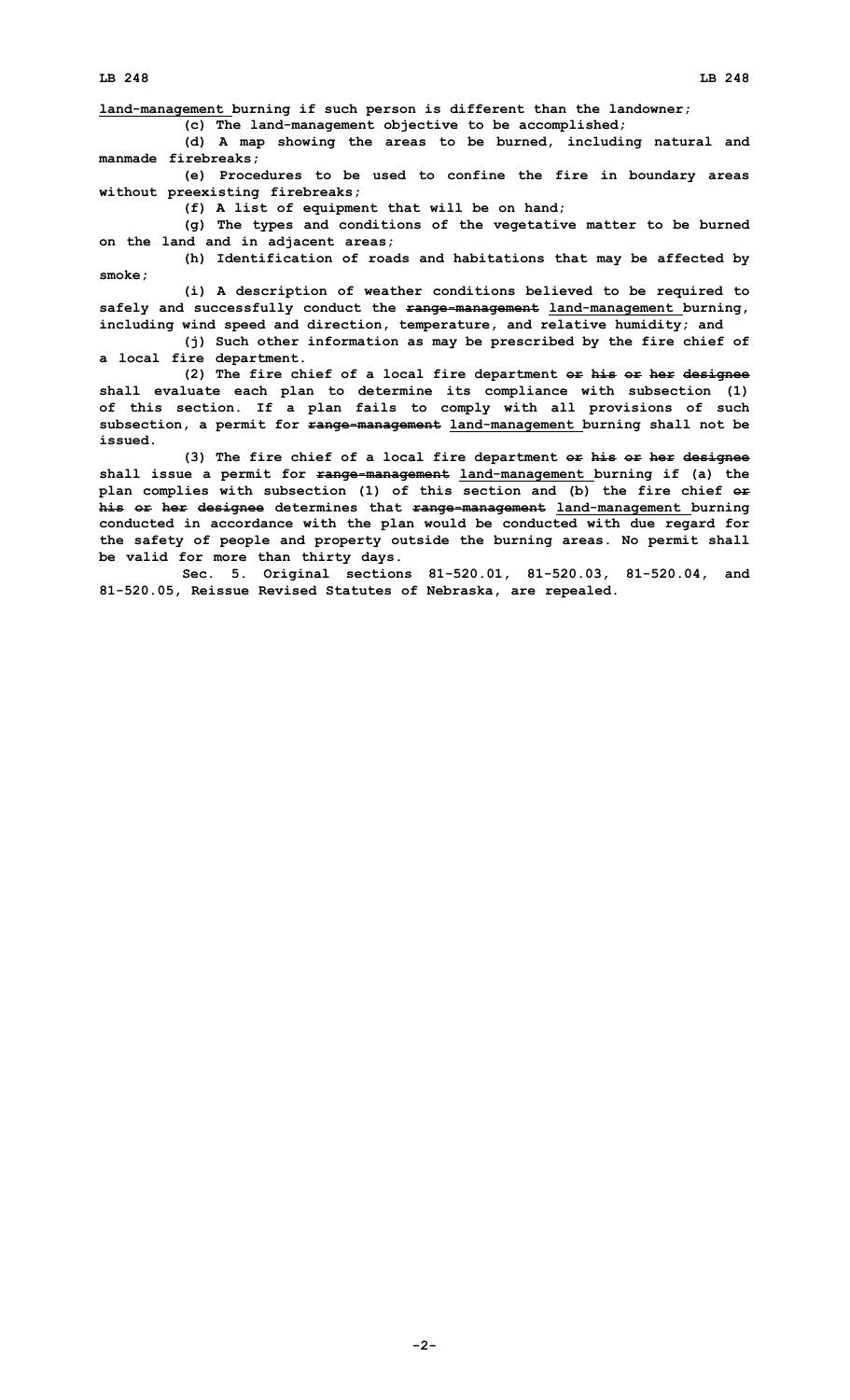land-management burning if such person is different than the landowner;

(c) The land-management objective to be accomplished;

(d) A map showing the areas to be burned, including natural and manmade firebreaks;

(e) Procedures to be used to confine the fire in boundary areas without preexisting firebreaks;

(f) A list of equipment that will be on hand;

(g) The types and conditions of the vegetative matter to be burned on the land and in adjacent areas;

(h) Identification of roads and habitations that may be affected by smoke;

(i) A description of weather conditions believed to be required to safely and successfully conduct the ~~range-management~~ land-management burning, including wind speed and direction, temperature, and relative humidity; and

(j) Such other information as may be prescribed by the fire chief of a local fire department.

(2) The fire chief of a local fire department ~~or his or her designee~~ shall evaluate each plan to determine its compliance with subsection (1) of this section. If a plan fails to comply with all provisions of such subsection, a permit for ~~range-management~~ land-management burning shall not be issued.

(3) The fire chief of a local fire department ~~or his or her designee~~ shall issue a permit for ~~range-management~~ land-management burning if (a) the plan complies with subsection (1) of this section and (b) the fire chief ~~or his or her designee~~ determines that ~~range-management~~ land-management burning conducted in accordance with the plan would be conducted with due regard for the safety of people and property outside the burning areas. No permit shall be valid for more than thirty days.

Sec. 5. Original sections 81-520.01, 81-520.03, 81-520.04, and 81-520.05, Reissue Revised Statutes of Nebraska, are repealed.